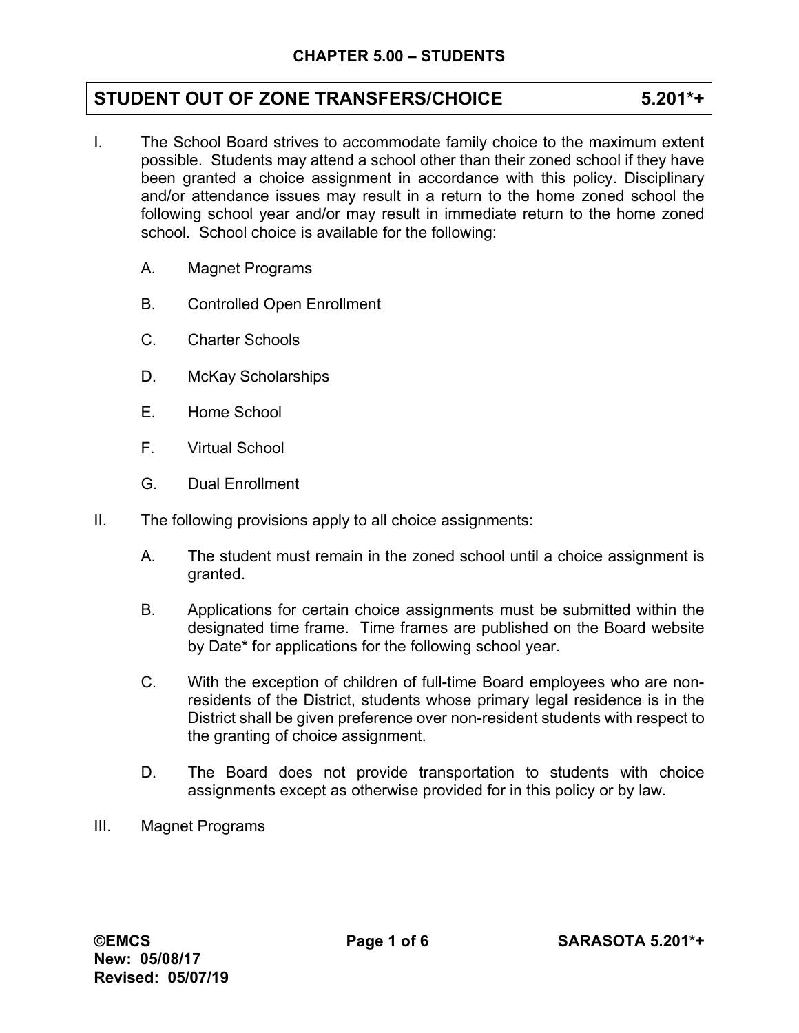## CHAPTER 5.00 – STUDENTS

# STUDENT OUT OF ZONE TRANSFERS/CHOICE 5.201*+

I. The School Board strives to accommodate family choice to the maximum extent possible. Students may attend a school other than their zoned school if they have been granted a choice assignment in accordance with this policy. Disciplinary and/or attendance issues may result in a return to the home zoned school the following school year and/or may result in immediate return to the home zoned school. School choice is available for the following:

   A. Magnet Programs

   B. Controlled Open Enrollment

   C. Charter Schools

   D. McKay Scholarships

   E. Home School

   F. Virtual School

   G. Dual Enrollment

II. The following provisions apply to all choice assignments:

   A. The student must remain in the zoned school until a choice assignment is granted.

   B. Applications for certain choice assignments must be submitted within the designated time frame. Time frames are published on the Board website by Date* for applications for the following school year.

   C. With the exception of children of full-time Board employees who are non-residents of the District, students whose primary legal residence is in the District shall be given preference over non-resident students with respect to the granting of choice assignment.

   D. The Board does not provide transportation to students with choice assignments except as otherwise provided for in this policy or by law.

III. Magnet Programs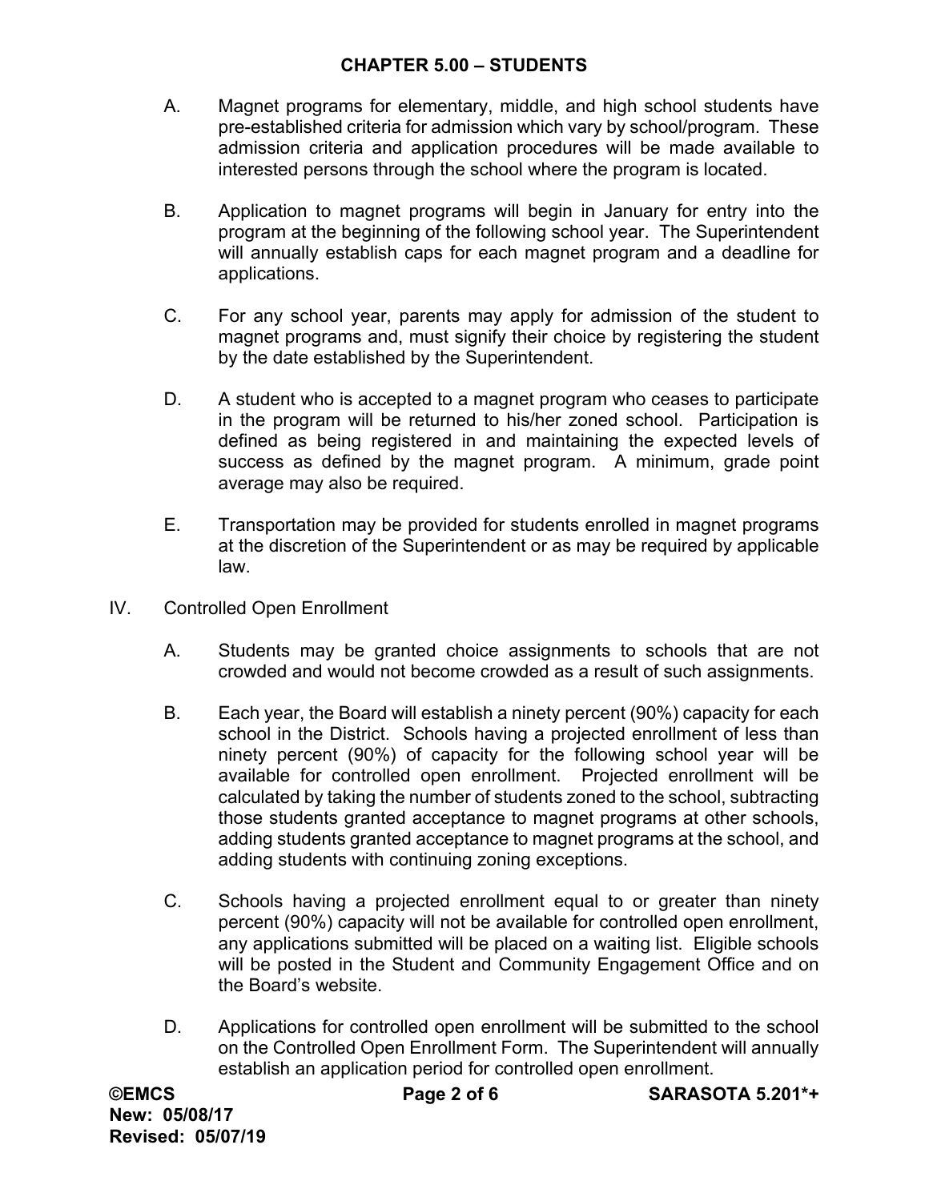A. Magnet programs for elementary, middle, and high school students have pre-established criteria for admission which vary by school/program. These admission criteria and application procedures will be made available to interested persons through the school where the program is located.

B. Application to magnet programs will begin in January for entry into the program at the beginning of the following school year. The Superintendent will annually establish caps for each magnet program and a deadline for applications.

C. For any school year, parents may apply for admission of the student to magnet programs and, must signify their choice by registering the student by the date established by the Superintendent.

D. A student who is accepted to a magnet program who ceases to participate in the program will be returned to his/her zoned school. Participation is defined as being registered in and maintaining the expected levels of success as defined by the magnet program. A minimum, grade point average may also be required.

E. Transportation may be provided for students enrolled in magnet programs at the discretion of the Superintendent or as may be required by applicable law.

IV. Controlled Open Enrollment

A. Students may be granted choice assignments to schools that are not crowded and would not become crowded as a result of such assignments.

B. Each year, the Board will establish a ninety percent (90%) capacity for each school in the District. Schools having a projected enrollment of less than ninety percent (90%) of capacity for the following school year will be available for controlled open enrollment. Projected enrollment will be calculated by taking the number of students zoned to the school, subtracting those students granted acceptance to magnet programs at other schools, adding students granted acceptance to magnet programs at the school, and adding students with continuing zoning exceptions.

C. Schools having a projected enrollment equal to or greater than ninety percent (90%) capacity will not be available for controlled open enrollment, any applications submitted will be placed on a waiting list. Eligible schools will be posted in the Student and Community Engagement Office and on the Board's website.

D. Applications for controlled open enrollment will be submitted to the school on the Controlled Open Enrollment Form. The Superintendent will annually establish an application period for controlled open enrollment.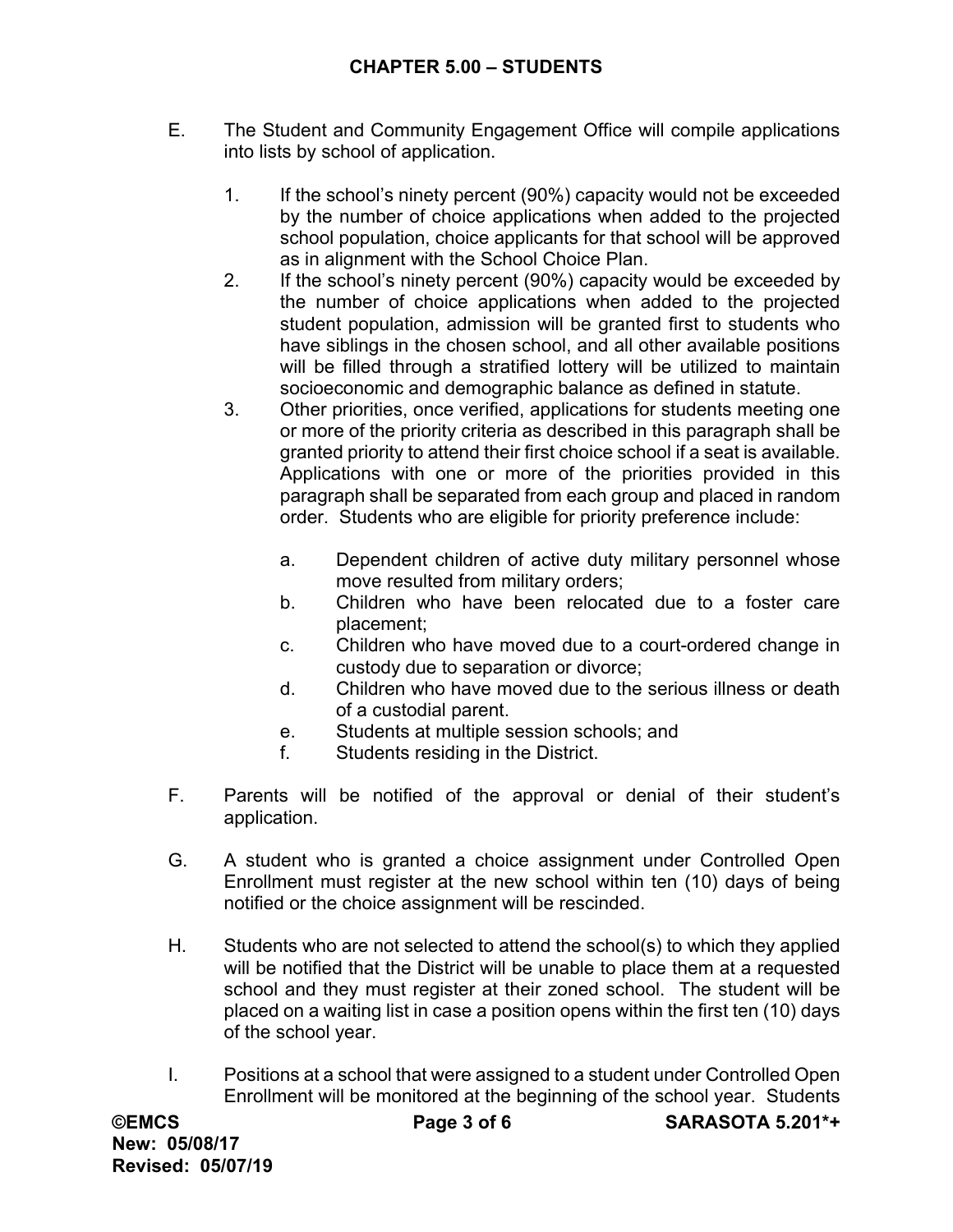E. The Student and Community Engagement Office will compile applications into lists by school of application.

   1. If the school's ninety percent (90%) capacity would not be exceeded by the number of choice applications when added to the projected school population, choice applicants for that school will be approved as in alignment with the School Choice Plan.
   2. If the school's ninety percent (90%) capacity would be exceeded by the number of choice applications when added to the projected student population, admission will be granted first to students who have siblings in the chosen school, and all other available positions will be filled through a stratified lottery will be utilized to maintain socioeconomic and demographic balance as defined in statute.
   3. Other priorities, once verified, applications for students meeting one or more of the priority criteria as described in this paragraph shall be granted priority to attend their first choice school if a seat is available. Applications with one or more of the priorities provided in this paragraph shall be separated from each group and placed in random order. Students who are eligible for priority preference include:

      a. Dependent children of active duty military personnel whose move resulted from military orders;
      b. Children who have been relocated due to a foster care placement;
      c. Children who have moved due to a court-ordered change in custody due to separation or divorce;
      d. Children who have moved due to the serious illness or death of a custodial parent.
      e. Students at multiple session schools; and
      f. Students residing in the District.

F. Parents will be notified of the approval or denial of their student's application.

G. A student who is granted a choice assignment under Controlled Open Enrollment must register at the new school within ten (10) days of being notified or the choice assignment will be rescinded.

H. Students who are not selected to attend the school(s) to which they applied will be notified that the District will be unable to place them at a requested school and they must register at their zoned school. The student will be placed on a waiting list in case a position opens within the first ten (10) days of the school year.

I. Positions at a school that were assigned to a student under Controlled Open Enrollment will be monitored at the beginning of the school year. Students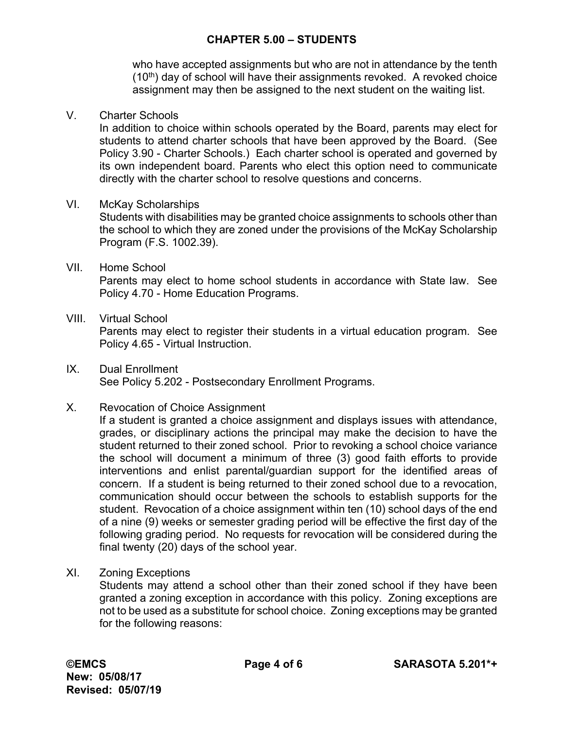who have accepted assignments but who are not in attendance by the tenth (10th) day of school will have their assignments revoked. A revoked choice assignment may then be assigned to the next student on the waiting list.

V. Charter Schools

In addition to choice within schools operated by the Board, parents may elect for students to attend charter schools that have been approved by the Board. (See Policy 3.90 - Charter Schools.) Each charter school is operated and governed by its own independent board. Parents who elect this option need to communicate directly with the charter school to resolve questions and concerns.

VI. McKay Scholarships

Students with disabilities may be granted choice assignments to schools other than the school to which they are zoned under the provisions of the McKay Scholarship Program (F.S. 1002.39).

VII. Home School

Parents may elect to home school students in accordance with State law. See Policy 4.70 - Home Education Programs.

VIII. Virtual School

Parents may elect to register their students in a virtual education program. See Policy 4.65 - Virtual Instruction.

IX. Dual Enrollment

See Policy 5.202 - Postsecondary Enrollment Programs.

X. Revocation of Choice Assignment

If a student is granted a choice assignment and displays issues with attendance, grades, or disciplinary actions the principal may make the decision to have the student returned to their zoned school. Prior to revoking a school choice variance the school will document a minimum of three (3) good faith efforts to provide interventions and enlist parental/guardian support for the identified areas of concern. If a student is being returned to their zoned school due to a revocation, communication should occur between the schools to establish supports for the student. Revocation of a choice assignment within ten (10) school days of the end of a nine (9) weeks or semester grading period will be effective the first day of the following grading period. No requests for revocation will be considered during the final twenty (20) days of the school year.

XI. Zoning Exceptions

Students may attend a school other than their zoned school if they have been granted a zoning exception in accordance with this policy. Zoning exceptions are not to be used as a substitute for school choice. Zoning exceptions may be granted for the following reasons: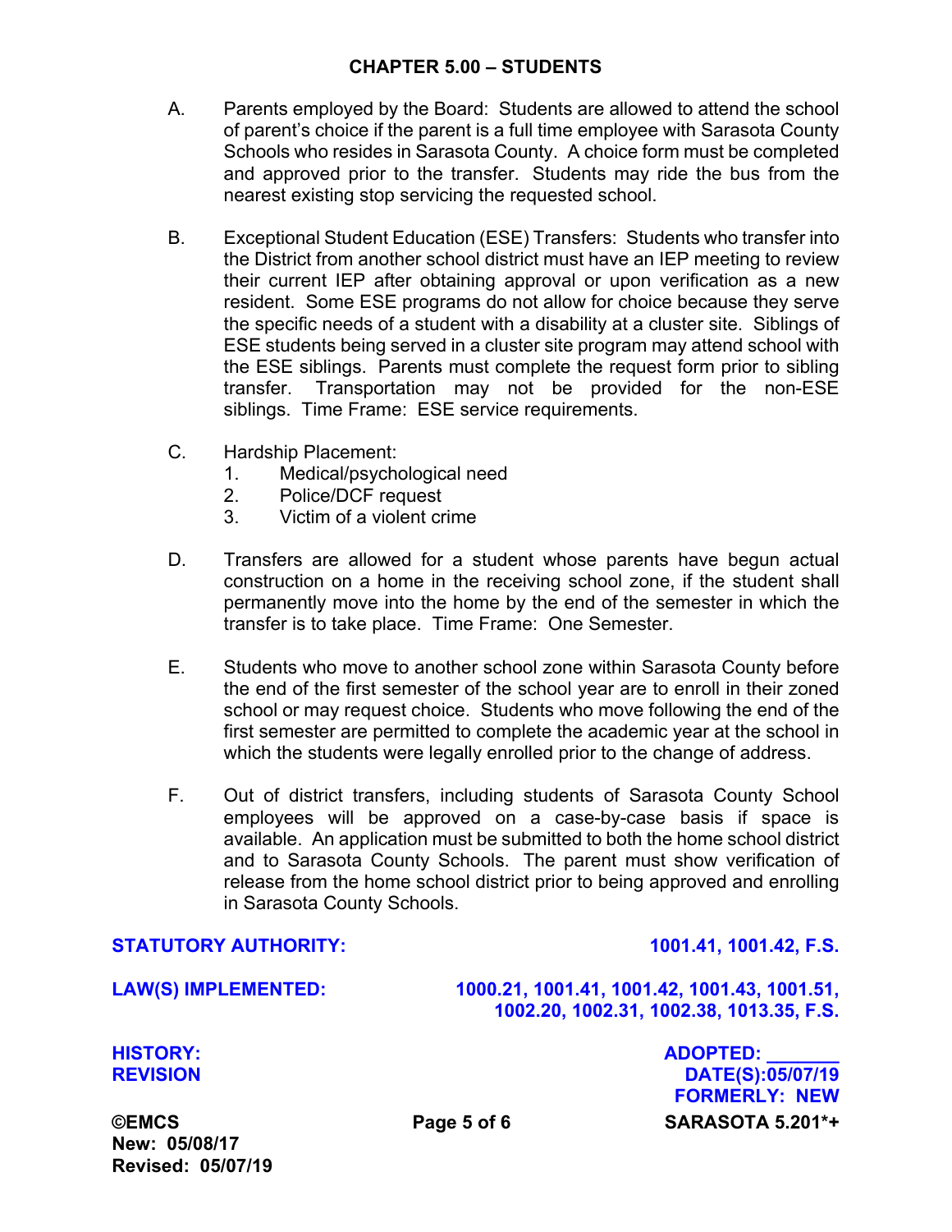A. Parents employed by the Board: Students are allowed to attend the school of parent's choice if the parent is a full time employee with Sarasota County Schools who resides in Sarasota County. A choice form must be completed and approved prior to the transfer. Students may ride the bus from the nearest existing stop servicing the requested school.

B. Exceptional Student Education (ESE) Transfers: Students who transfer into the District from another school district must have an IEP meeting to review their current IEP after obtaining approval or upon verification as a new resident. Some ESE programs do not allow for choice because they serve the specific needs of a student with a disability at a cluster site. Siblings of ESE students being served in a cluster site program may attend school with the ESE siblings. Parents must complete the request form prior to sibling transfer. Transportation may not be provided for the non-ESE siblings. Time Frame: ESE service requirements.

C. Hardship Placement:
   1. Medical/psychological need
   2. Police/DCF request
   3. Victim of a violent crime

D. Transfers are allowed for a student whose parents have begun actual construction on a home in the receiving school zone, if the student shall permanently move into the home by the end of the semester in which the transfer is to take place. Time Frame: One Semester.

E. Students who move to another school zone within Sarasota County before the end of the first semester of the school year are to enroll in their zoned school or may request choice. Students who move following the end of the first semester are permitted to complete the academic year at the school in which the students were legally enrolled prior to the change of address.

F. Out of district transfers, including students of Sarasota County School employees will be approved on a case-by-case basis if space is available. An application must be submitted to both the home school district and to Sarasota County Schools. The parent must show verification of release from the home school district prior to being approved and enrolling in Sarasota County Schools.

**STATUTORY AUTHORITY:** 1001.41, 1001.42, F.S.

**LAW(S) IMPLEMENTED:** 1000.21, 1001.41, 1001.42, 1001.43, 1001.51, 1002.20, 1002.31, 1002.38, 1013.35, F.S.

**HISTORY:** ADOPTED: _______
**REVISION DATE(S):** 05/07/19
**FORMERLY:** NEW

©EMCS
New: 05/08/17
Revised: 05/07/19

SARASOTA 5.201*+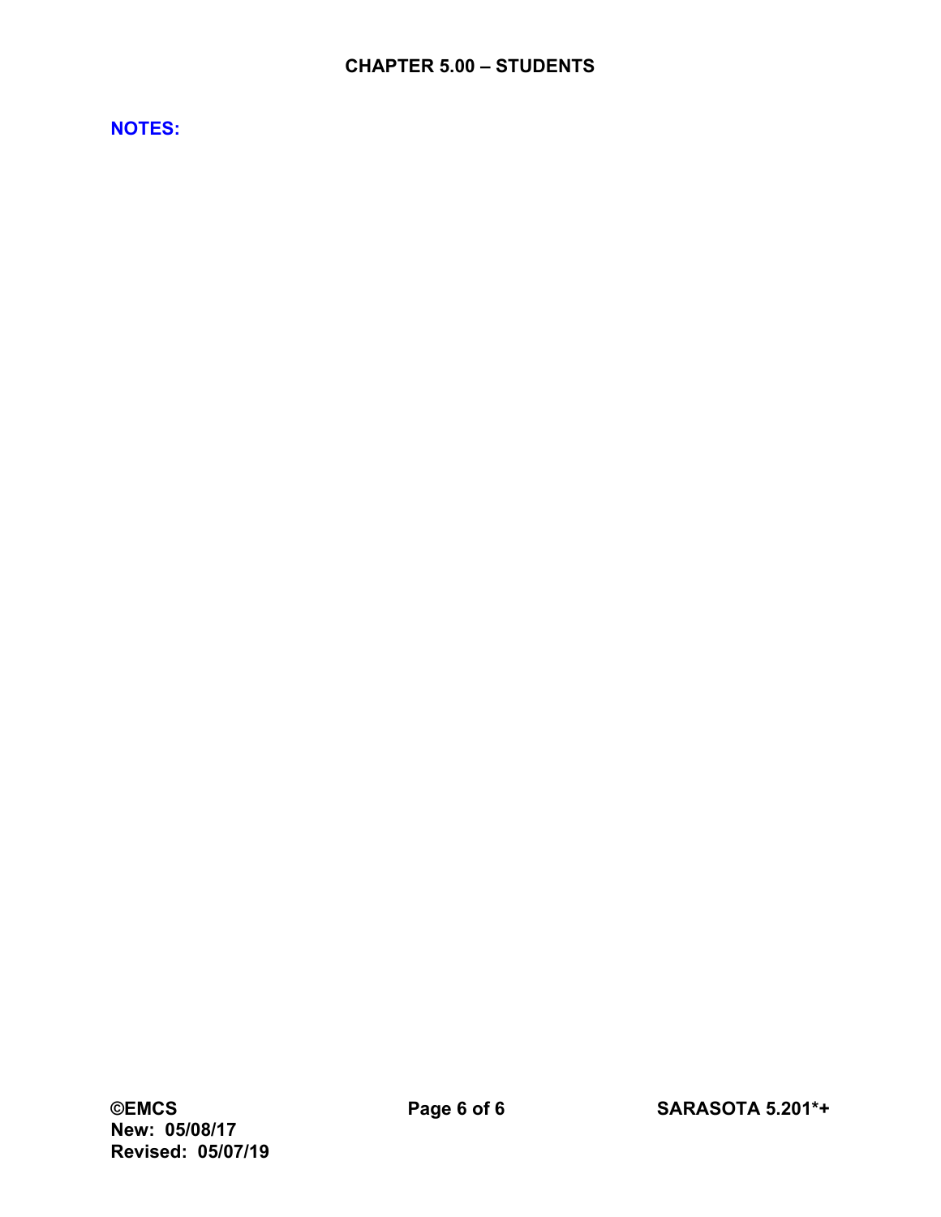**NOTES:**